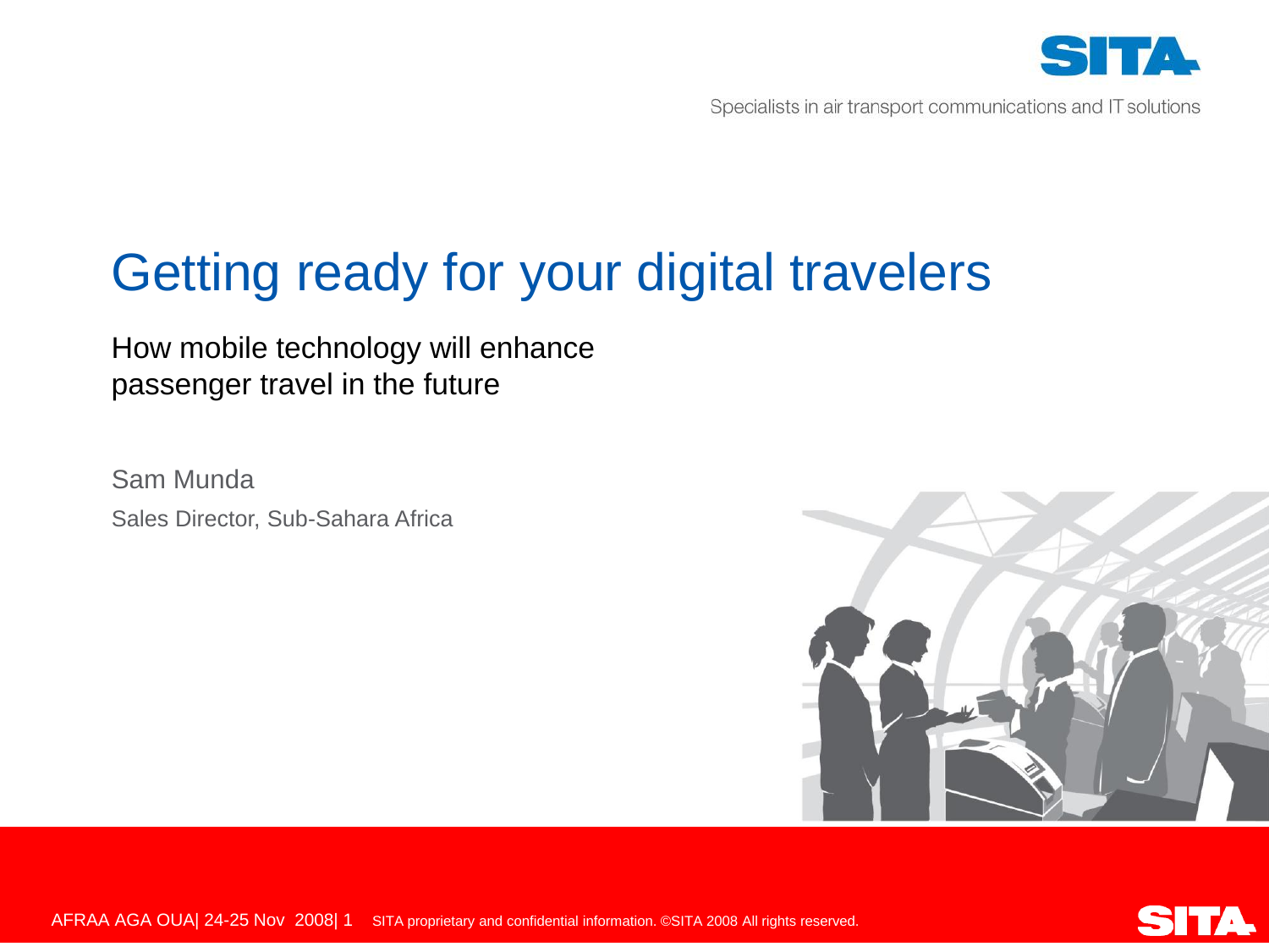Specialists in air transport communications and IT solutions

# Getting ready for your digital travelers

How mobile technology will enhance passenger travel in the future

Sam Munda

Sales Director, Sub-Sahara Africa

AFRAA AGA OUA| 24-25 Nov 2008| 1 SITA proprietary and confidential information. ©SITA 2008 All rights reserved.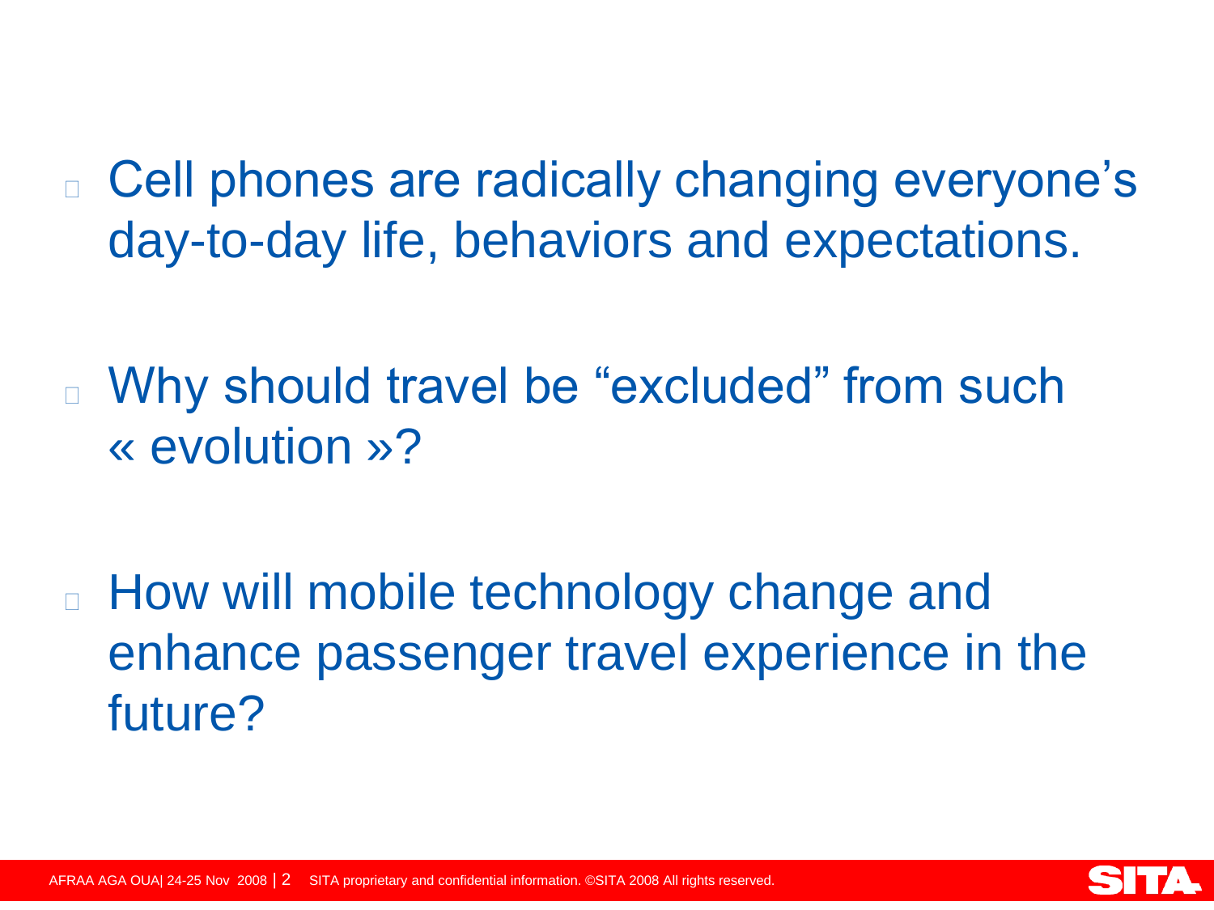- Cell phones are radically changing everyone's day-to-day life, behaviors and expectations.

- Why should travel be "excluded" from such « evolution »?

- How will mobile technology change and enhance passenger travel experience in the future?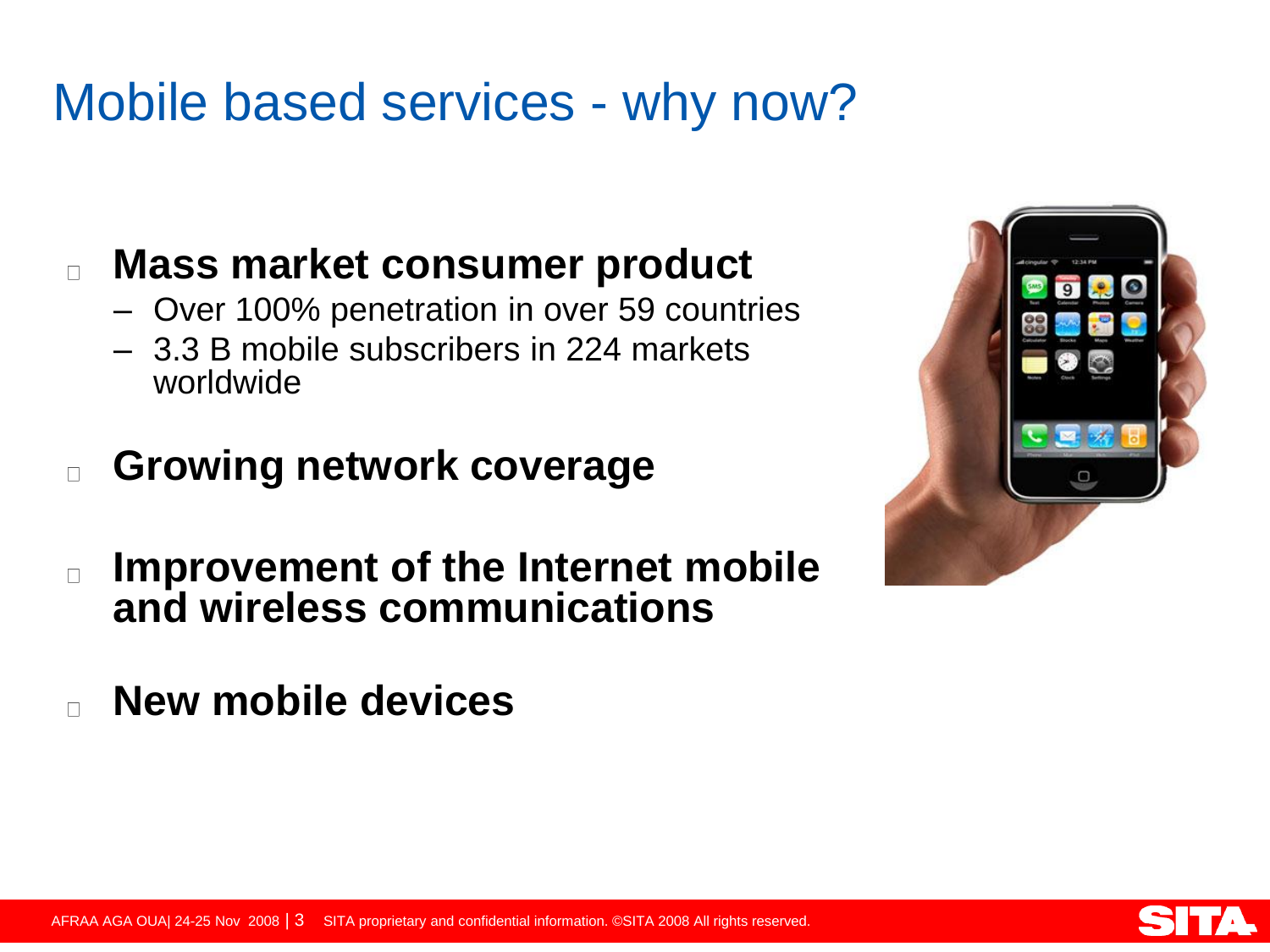# Mobile based services - why now?

- **Mass market consumer product**
  - Over 100% penetration in over 59 countries
  - 3.3 B mobile subscribers in 224 markets worldwide
- **Growing network coverage**
- **Improvement of the Internet mobile and wireless communications**
- **New mobile devices**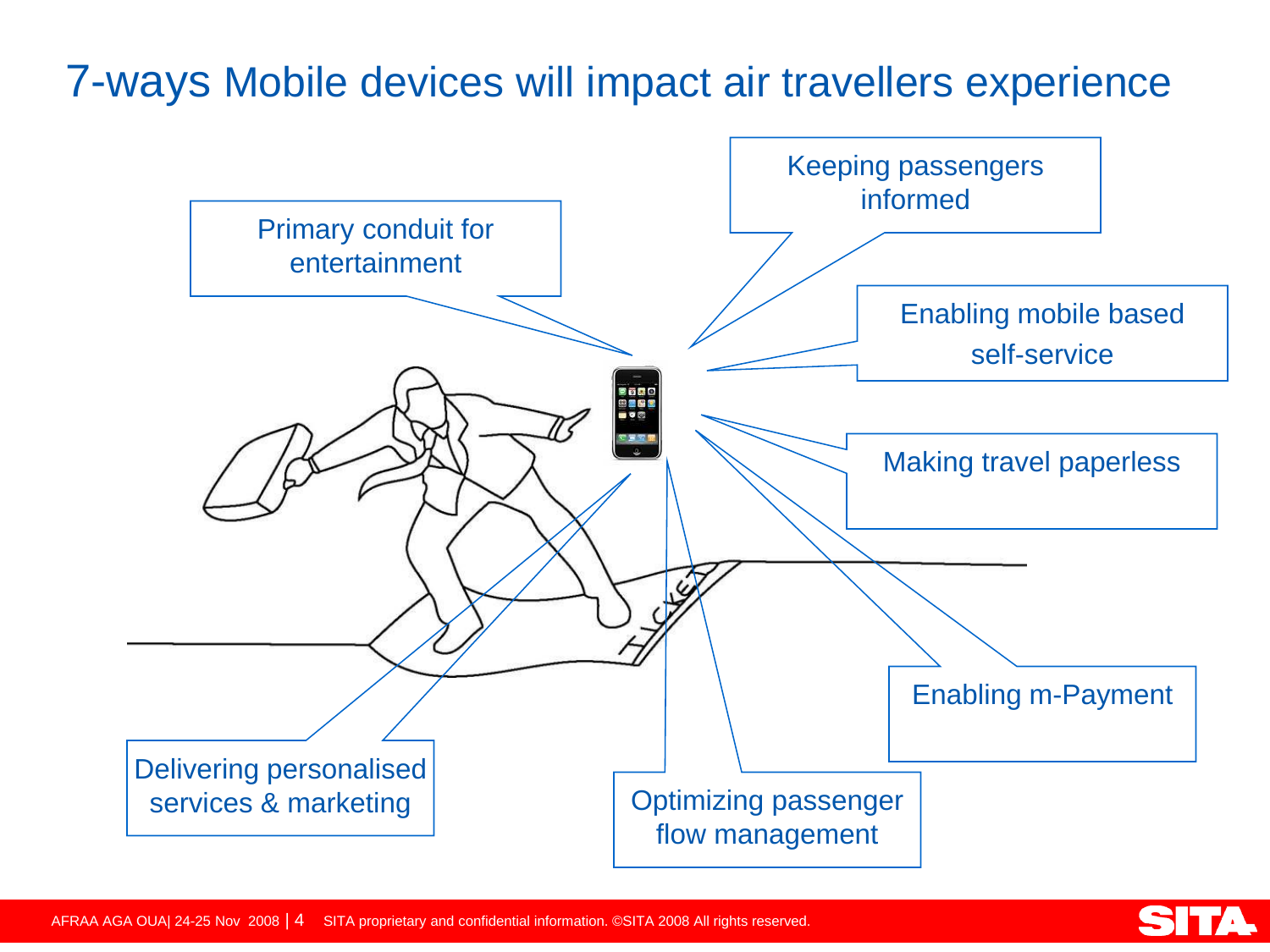# 7-ways Mobile devices will impact air travellers experience

- Primary conduit for entertainment
- Keeping passengers informed
- Enabling mobile based self-service
- Making travel paperless
- Enabling m-Payment
- Optimizing passenger flow management
- Delivering personalised services & marketing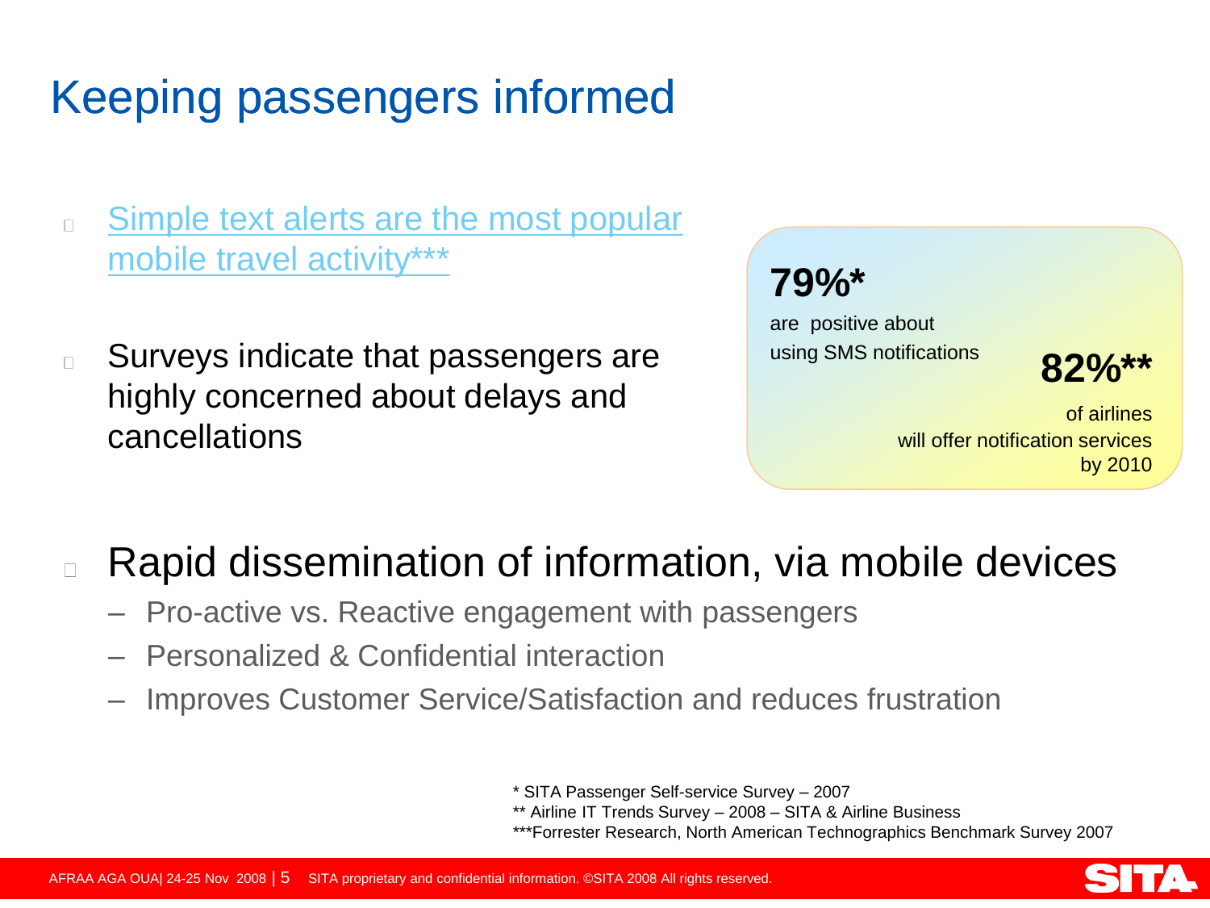# Keeping passengers informed

- Simple text alerts are the most popular mobile travel activity***
- Surveys indicate that passengers are highly concerned about delays and cancellations

**79%***
are positive about using SMS notifications

**82%****
of airlines will offer notification services by 2010

- Rapid dissemination of information, via mobile devices
  - Pro-active vs. Reactive engagement with passengers
  - Personalized & Confidential interaction
  - Improves Customer Service/Satisfaction and reduces frustration

\* SITA Passenger Self-service Survey – 2007
** Airline IT Trends Survey – 2008 – SITA & Airline Business
***Forrester Research, North American Technographics Benchmark Survey 2007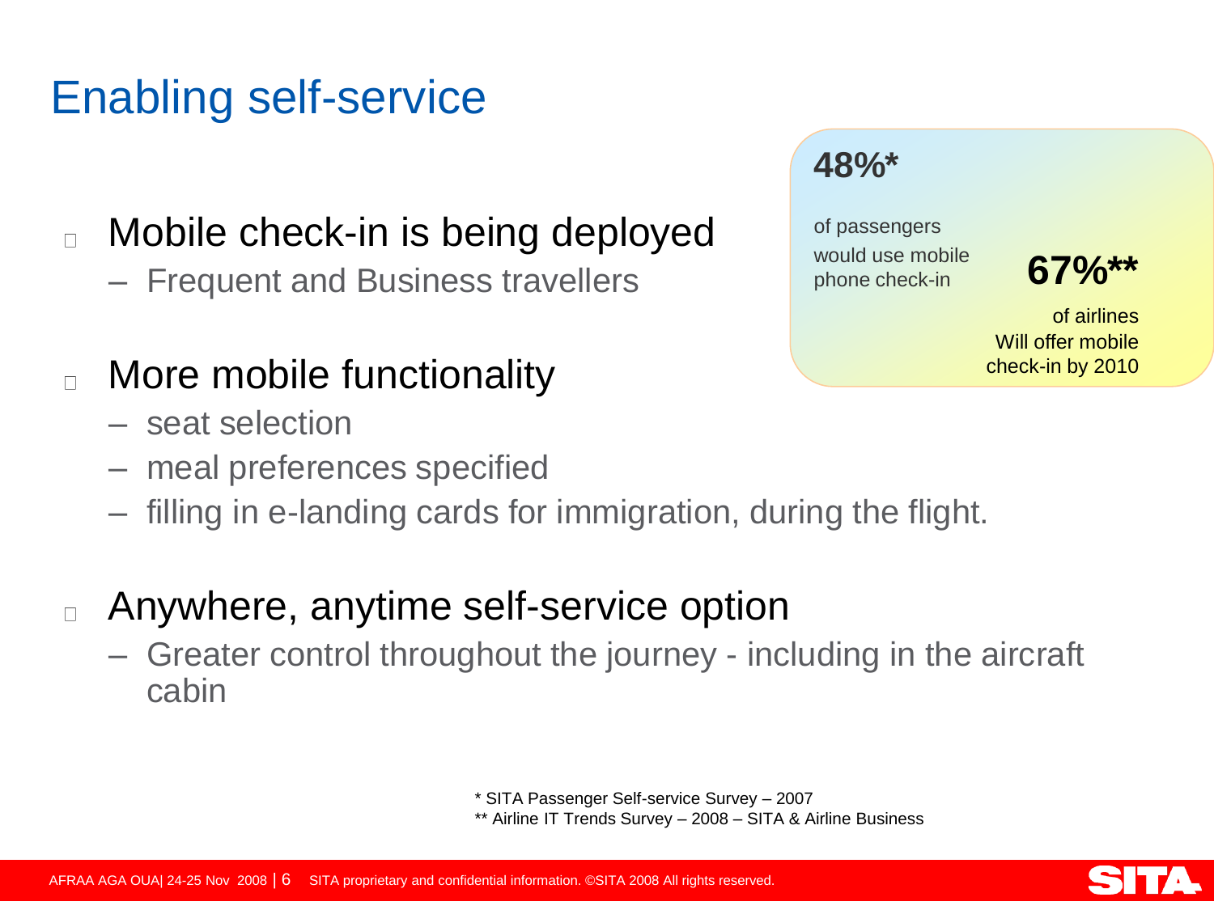# Enabling self-service

- Mobile check-in is being deployed
  - Frequent and Business travellers
- More mobile functionality
  - seat selection
  - meal preferences specified
  - filling in e-landing cards for immigration, during the flight.
- Anywhere, anytime self-service option
  - Greater control throughout the journey - including in the aircraft cabin

**48%***

of passengers would use mobile phone check-in

**67%****

of airlines Will offer mobile check-in by 2010

\* SITA Passenger Self-service Survey – 2007
\** Airline IT Trends Survey – 2008 – SITA & Airline Business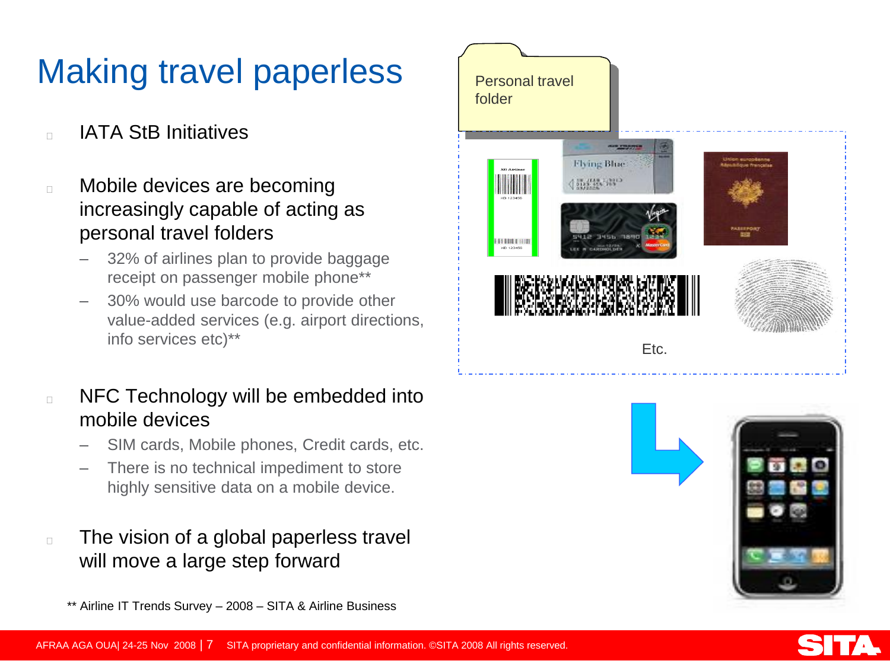# Making travel paperless

- IATA StB Initiatives

- Mobile devices are becoming increasingly capable of acting as personal travel folders
  - 32% of airlines plan to provide baggage receipt on passenger mobile phone**
  - 30% would use barcode to provide other value-added services (e.g. airport directions, info services etc)**

- NFC Technology will be embedded into mobile devices
  - SIM cards, Mobile phones, Credit cards, etc.
  - There is no technical impediment to store highly sensitive data on a mobile device.

- The vision of a global paperless travel will move a large step forward

Personal travel folder

Etc.

** Airline IT Trends Survey – 2008 – SITA & Airline Business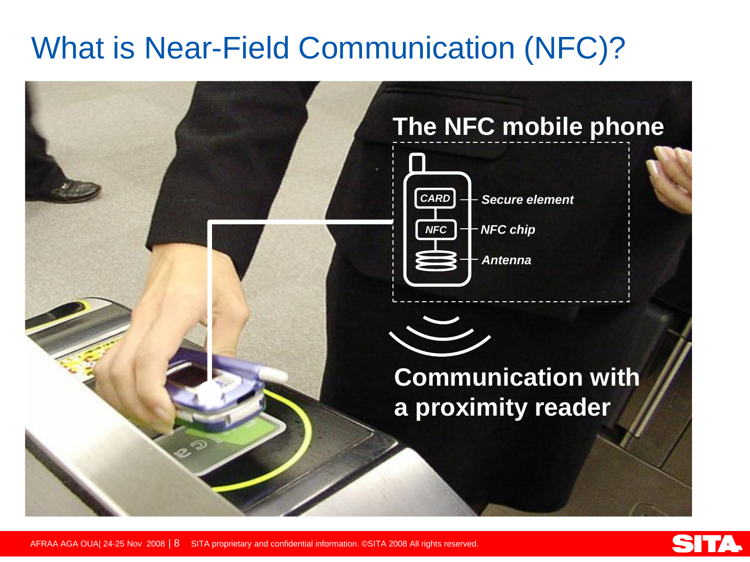# What is Near-Field Communication (NFC)?

**The NFC mobile phone**

- CARD — ***Secure element***
- NFC — ***NFC chip***
- ***Antenna***

**Communication with a proximity reader**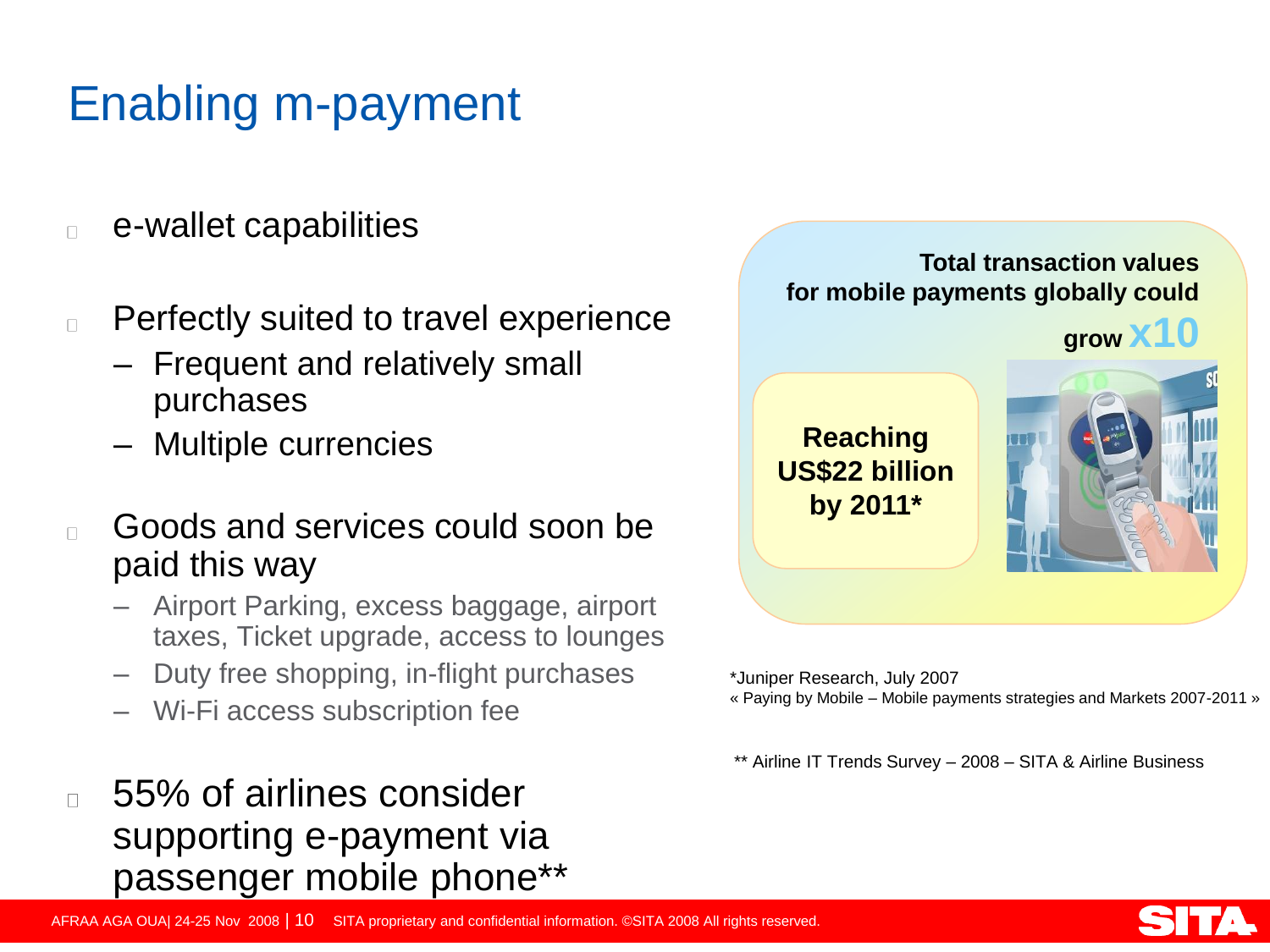# Enabling m-payment

- e-wallet capabilities
- Perfectly suited to travel experience
  - Frequent and relatively small purchases
  - Multiple currencies
- Goods and services could soon be paid this way
  - Airport Parking, excess baggage, airport taxes, Ticket upgrade, access to lounges
  - Duty free shopping, in-flight purchases
  - Wi-Fi access subscription fee
- 55% of airlines consider supporting e-payment via passenger mobile phone**

**Total transaction values for mobile payments globally could grow x10**

**Reaching US$22 billion by 2011***

*Juniper Research, July 2007
« Paying by Mobile – Mobile payments strategies and Markets 2007-2011 »

** Airline IT Trends Survey – 2008 – SITA & Airline Business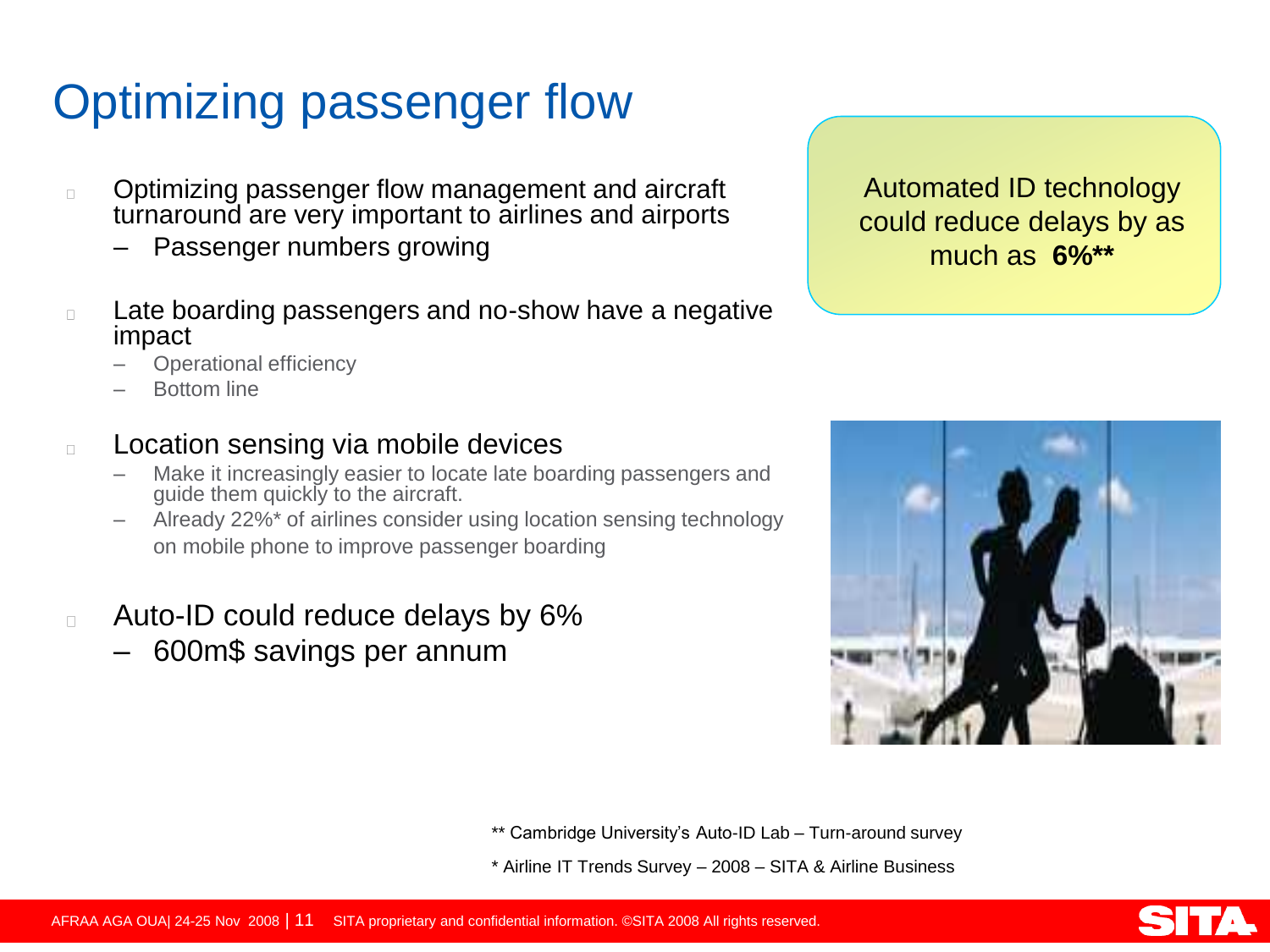# Optimizing passenger flow

- Optimizing passenger flow management and aircraft turnaround are very important to airlines and airports
  - Passenger numbers growing
- Late boarding passengers and no-show have a negative impact
  - Operational efficiency
  - Bottom line
- Location sensing via mobile devices
  - Make it increasingly easier to locate late boarding passengers and guide them quickly to the aircraft.
  - Already 22%* of airlines consider using location sensing technology on mobile phone to improve passenger boarding
- Auto-ID could reduce delays by 6%
  - 600m$ savings per annum

Automated ID technology could reduce delays by as much as **6%****

** Cambridge University's Auto-ID Lab – Turn-around survey

* Airline IT Trends Survey – 2008 – SITA & Airline Business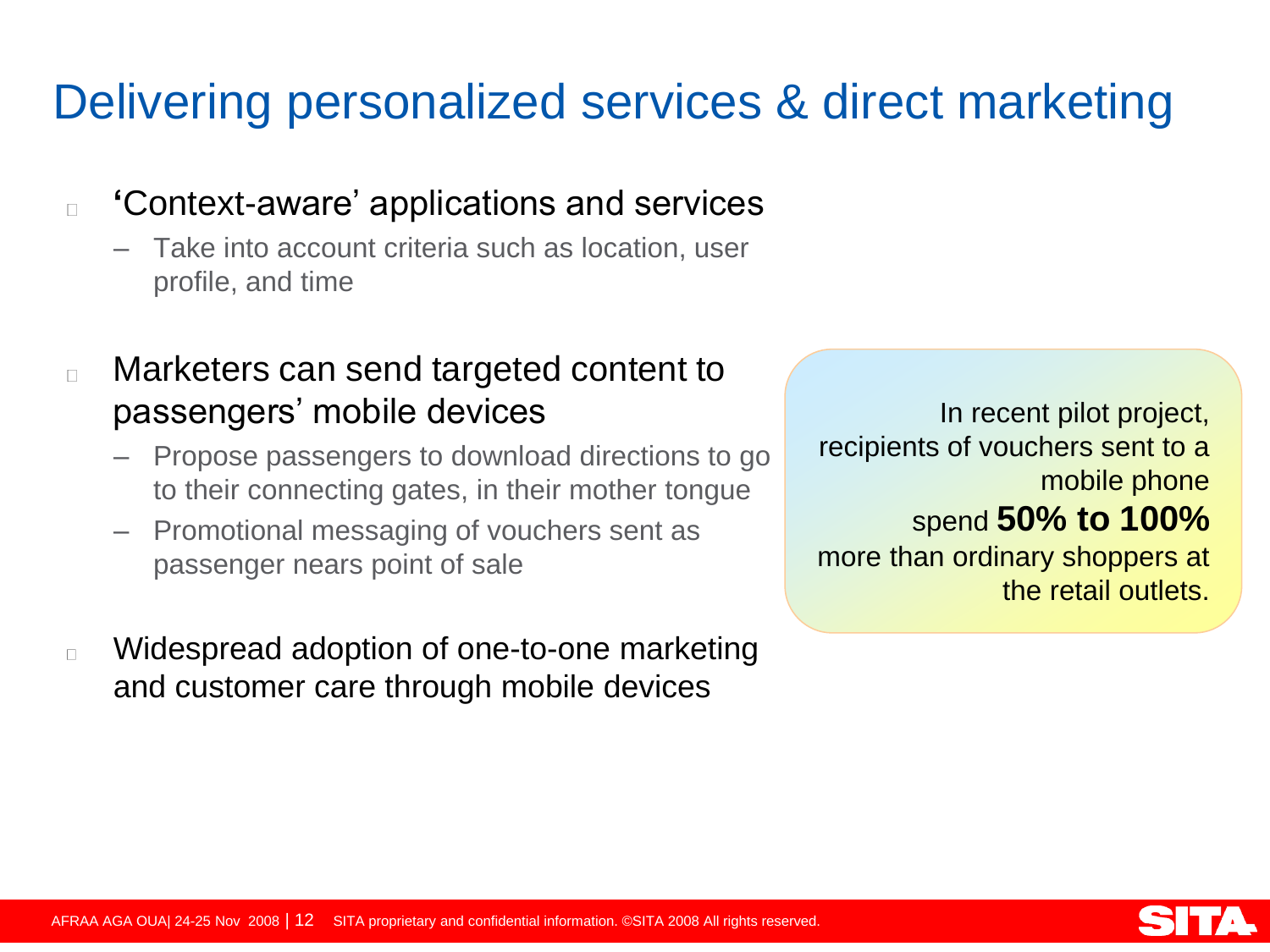# Delivering personalized services & direct marketing

- 'Context-aware' applications and services
  - Take into account criteria such as location, user profile, and time
- Marketers can send targeted content to passengers' mobile devices
  - Propose passengers to download directions to go to their connecting gates, in their mother tongue
  - Promotional messaging of vouchers sent as passenger nears point of sale
- Widespread adoption of one-to-one marketing and customer care through mobile devices

In recent pilot project, recipients of vouchers sent to a mobile phone spend **50% to 100%** more than ordinary shoppers at the retail outlets.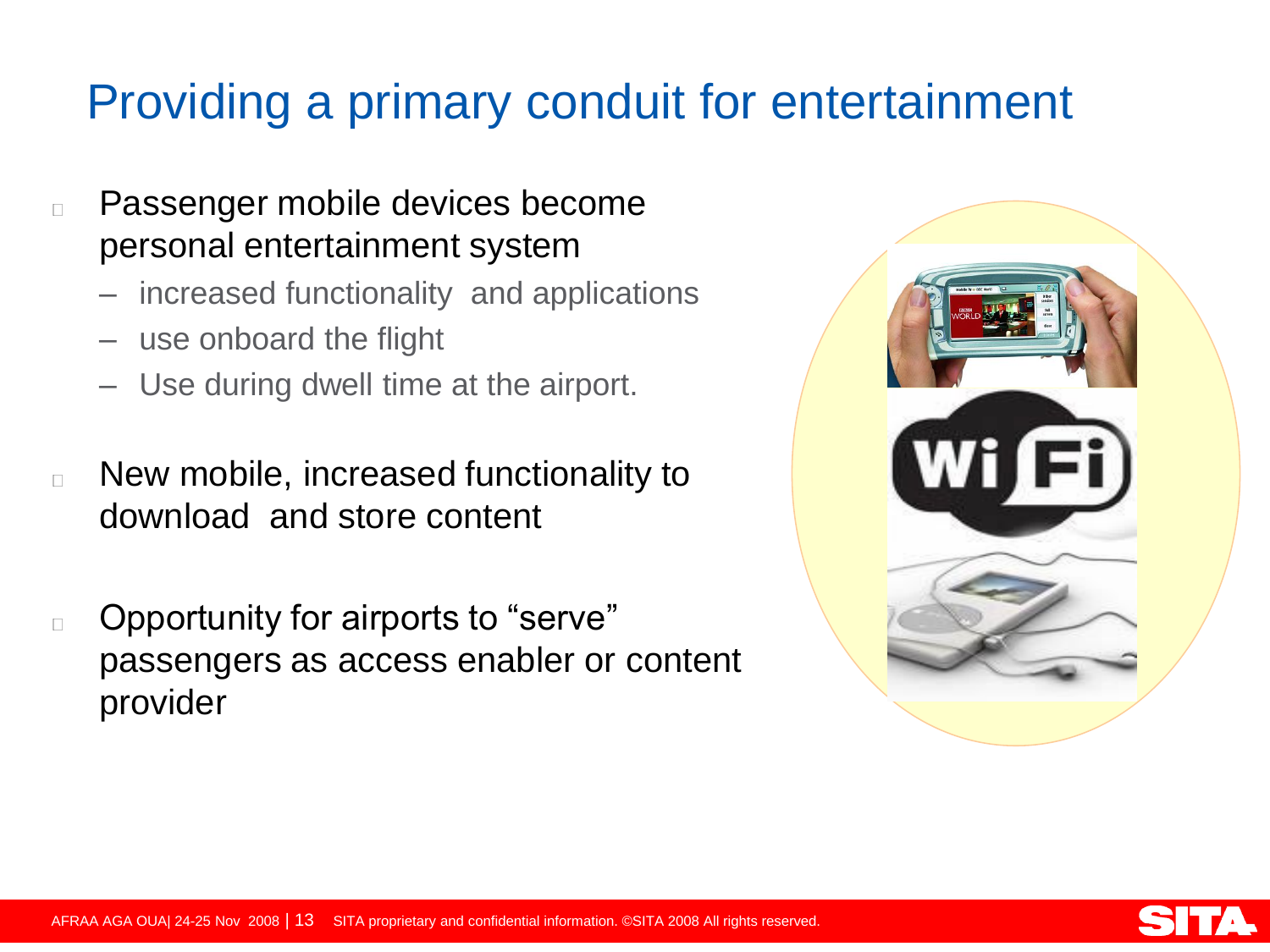# Providing a primary conduit for entertainment

- Passenger mobile devices become personal entertainment system
  - increased functionality and applications
  - use onboard the flight
  - Use during dwell time at the airport.
- New mobile, increased functionality to download and store content
- Opportunity for airports to “serve” passengers as access enabler or content provider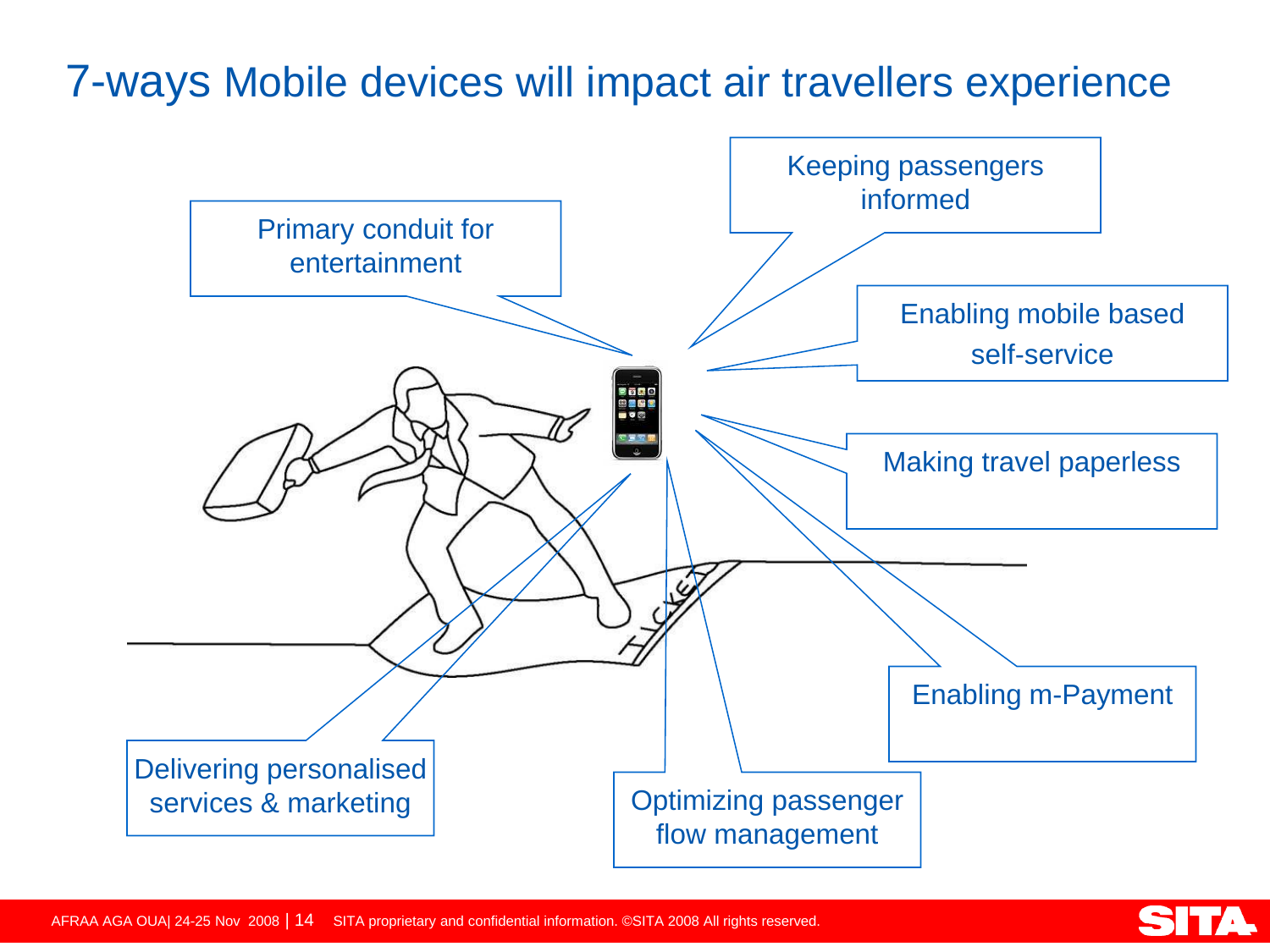# 7-ways Mobile devices will impact air travellers experience

- Primary conduit for entertainment
- Keeping passengers informed
- Enabling mobile based self-service
- Making travel paperless
- Enabling m-Payment
- Optimizing passenger flow management
- Delivering personalised services & marketing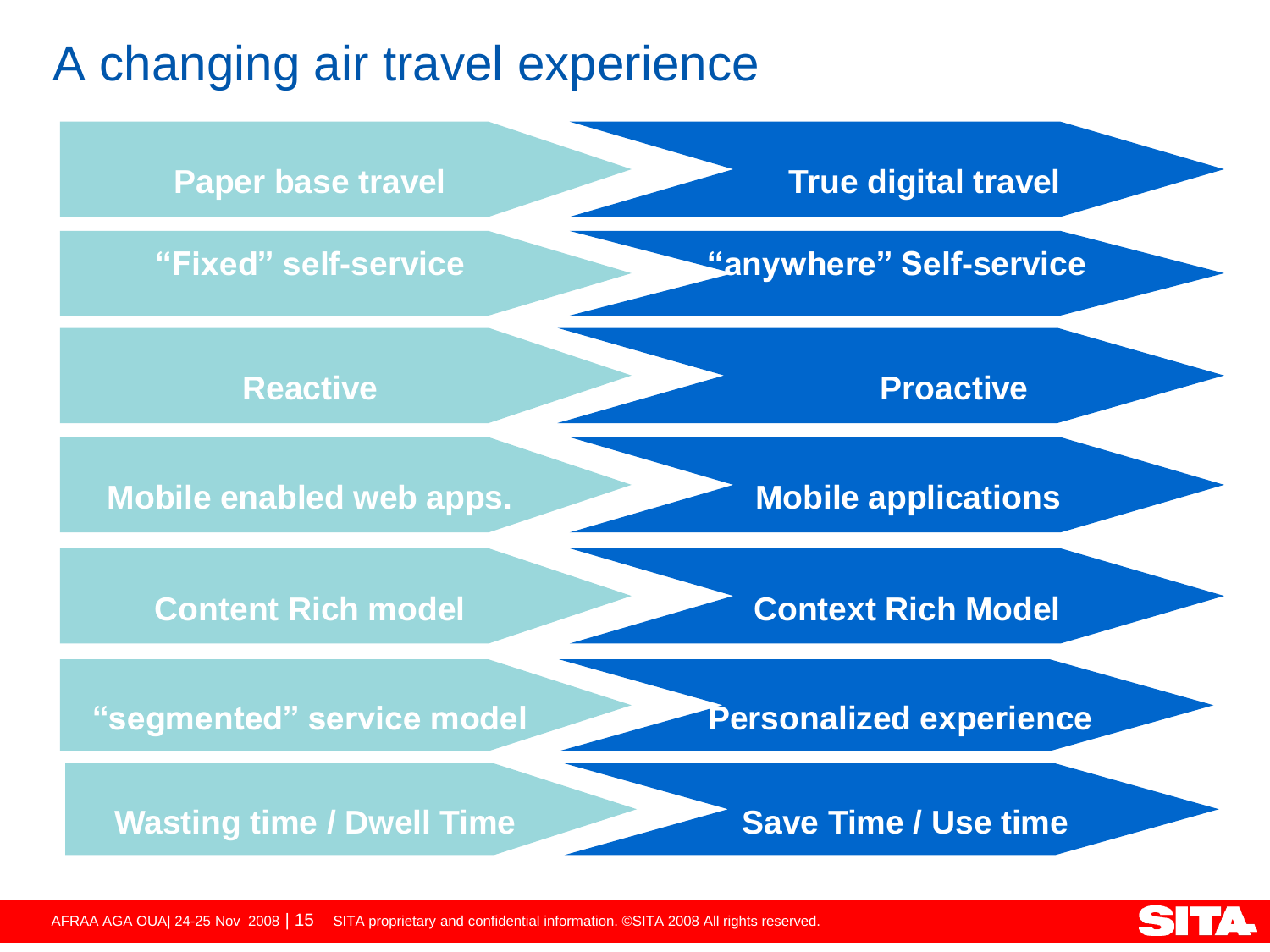# A changing air travel experience

| From | To |
| --- | --- |
| Paper base travel | True digital travel |
| “Fixed” self-service | “anywhere” Self-service |
| Reactive | Proactive |
| Mobile enabled web apps. | Mobile applications |
| Content Rich model | Context Rich Model |
| “segmented” service model | Personalized experience |
| Wasting time / Dwell Time | Save Time / Use time |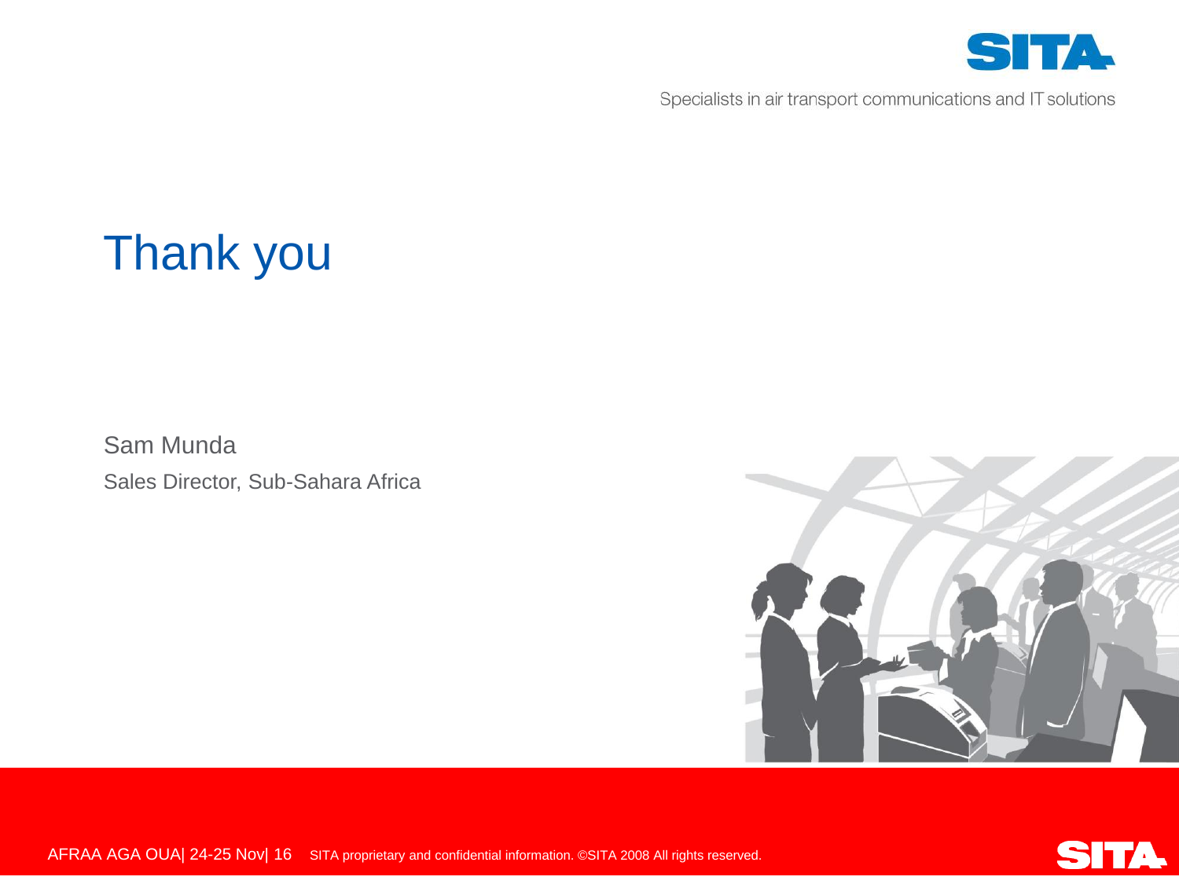Specialists in air transport communications and IT solutions

# Thank you

Sam Munda

Sales Director, Sub-Sahara Africa